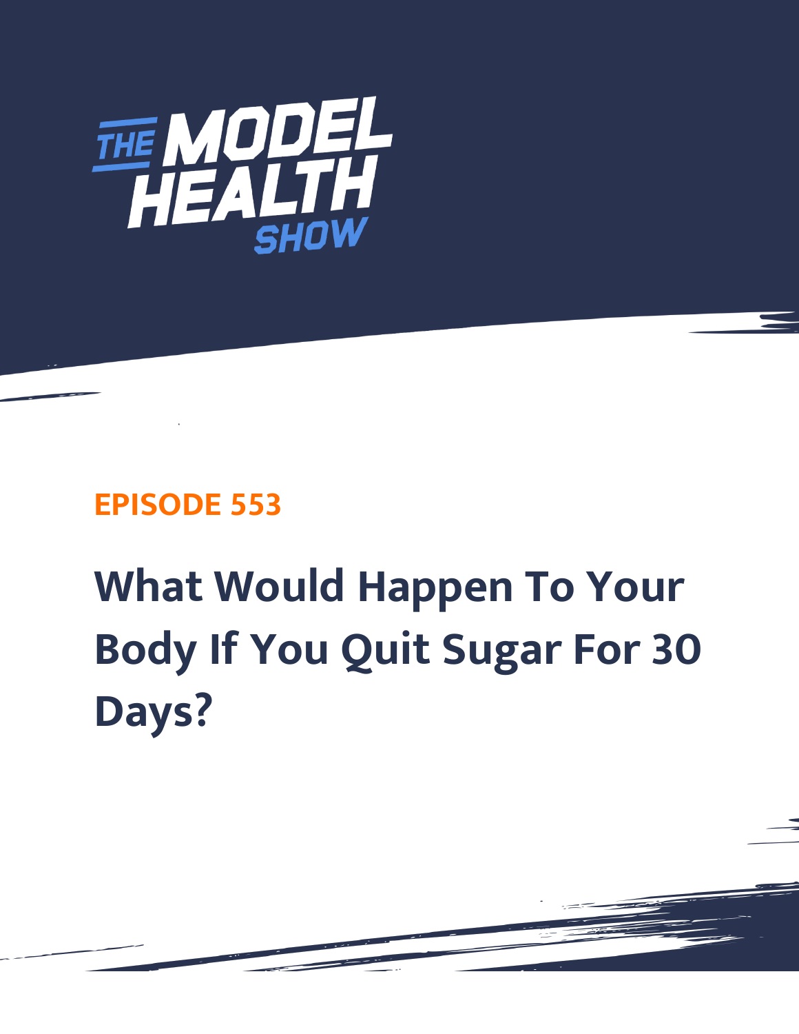THE MODEL HEALTH SHOW

EPISODE 553

# What Would Happen To Your Body If You Quit Sugar For 30 Days?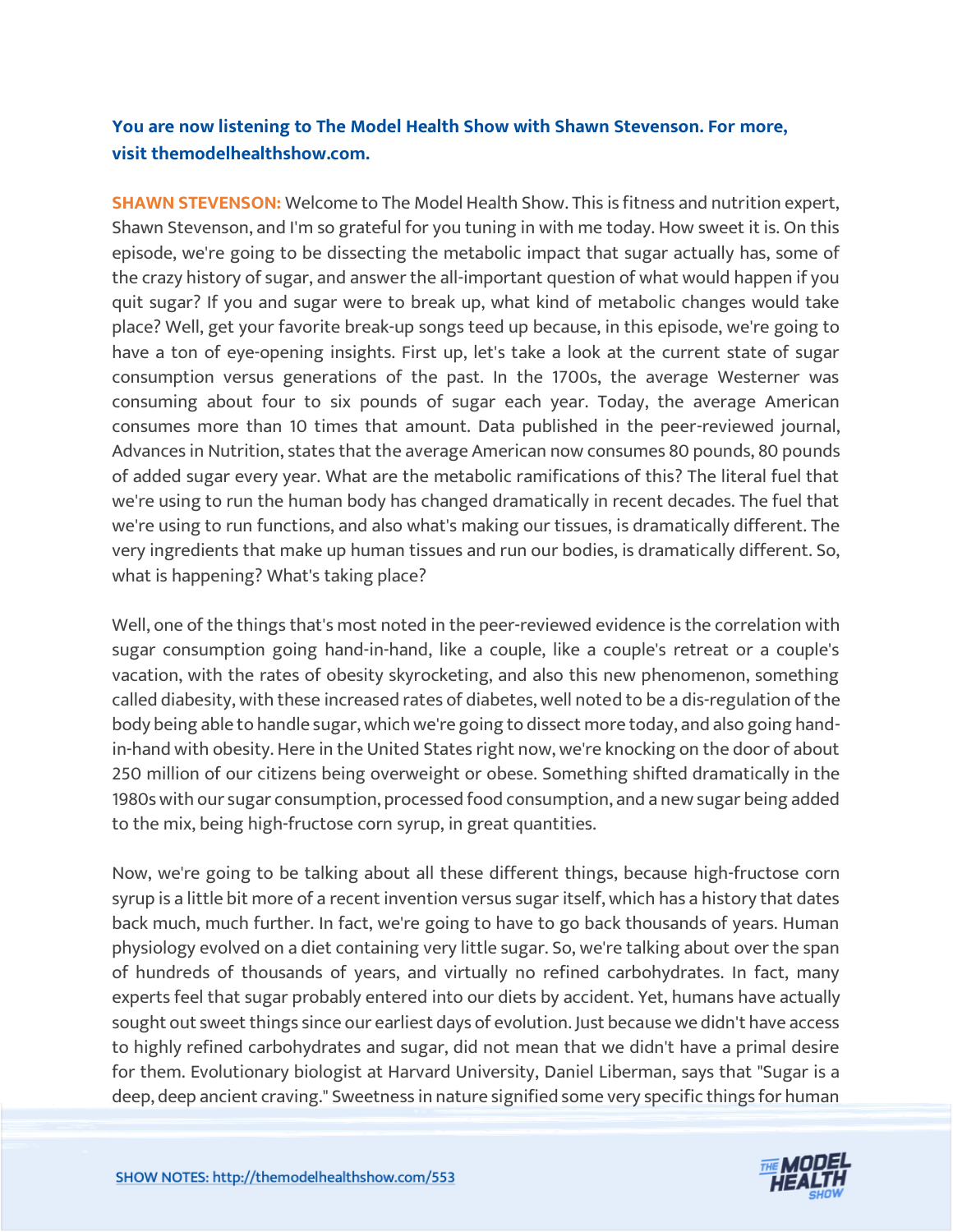**You are now listening to The Model Health Show with Shawn Stevenson. For more, visit themodelhealthshow.com.**

**SHAWN STEVENSON:** Welcome to The Model Health Show. This is fitness and nutrition expert, Shawn Stevenson, and I'm so grateful for you tuning in with me today. How sweet it is. On this episode, we're going to be dissecting the metabolic impact that sugar actually has, some of the crazy history of sugar, and answer the all-important question of what would happen if you quit sugar? If you and sugar were to break up, what kind of metabolic changes would take place? Well, get your favorite break-up songs teed up because, in this episode, we're going to have a ton of eye-opening insights. First up, let's take a look at the current state of sugar consumption versus generations of the past. In the 1700s, the average Westerner was consuming about four to six pounds of sugar each year. Today, the average American consumes more than 10 times that amount. Data published in the peer-reviewed journal, Advances in Nutrition, states that the average American now consumes 80 pounds, 80 pounds of added sugar every year. What are the metabolic ramifications of this? The literal fuel that we're using to run the human body has changed dramatically in recent decades. The fuel that we're using to run functions, and also what's making our tissues, is dramatically different. The very ingredients that make up human tissues and run our bodies, is dramatically different. So, what is happening? What's taking place?

Well, one of the things that's most noted in the peer-reviewed evidence is the correlation with sugar consumption going hand-in-hand, like a couple, like a couple's retreat or a couple's vacation, with the rates of obesity skyrocketing, and also this new phenomenon, something called diabesity, with these increased rates of diabetes, well noted to be a dis-regulation of the body being able to handle sugar, which we're going to dissect more today, and also going hand-in-hand with obesity. Here in the United States right now, we're knocking on the door of about 250 million of our citizens being overweight or obese. Something shifted dramatically in the 1980s with our sugar consumption, processed food consumption, and a new sugar being added to the mix, being high-fructose corn syrup, in great quantities.

Now, we're going to be talking about all these different things, because high-fructose corn syrup is a little bit more of a recent invention versus sugar itself, which has a history that dates back much, much further. In fact, we're going to have to go back thousands of years. Human physiology evolved on a diet containing very little sugar. So, we're talking about over the span of hundreds of thousands of years, and virtually no refined carbohydrates. In fact, many experts feel that sugar probably entered into our diets by accident. Yet, humans have actually sought out sweet things since our earliest days of evolution. Just because we didn't have access to highly refined carbohydrates and sugar, did not mean that we didn't have a primal desire for them. Evolutionary biologist at Harvard University, Daniel Liberman, says that "Sugar is a deep, deep ancient craving." Sweetness in nature signified some very specific things for human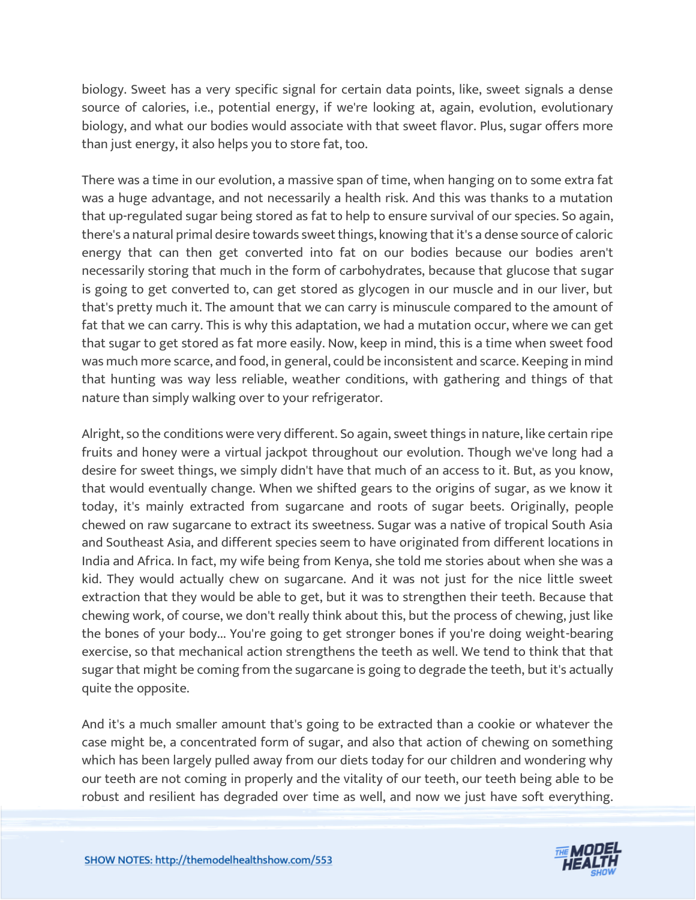biology. Sweet has a very specific signal for certain data points, like, sweet signals a dense source of calories, i.e., potential energy, if we're looking at, again, evolution, evolutionary biology, and what our bodies would associate with that sweet flavor. Plus, sugar offers more than just energy, it also helps you to store fat, too.

There was a time in our evolution, a massive span of time, when hanging on to some extra fat was a huge advantage, and not necessarily a health risk. And this was thanks to a mutation that up-regulated sugar being stored as fat to help to ensure survival of our species. So again, there's a natural primal desire towards sweet things, knowing that it's a dense source of caloric energy that can then get converted into fat on our bodies because our bodies aren't necessarily storing that much in the form of carbohydrates, because that glucose that sugar is going to get converted to, can get stored as glycogen in our muscle and in our liver, but that's pretty much it. The amount that we can carry is minuscule compared to the amount of fat that we can carry. This is why this adaptation, we had a mutation occur, where we can get that sugar to get stored as fat more easily. Now, keep in mind, this is a time when sweet food was much more scarce, and food, in general, could be inconsistent and scarce. Keeping in mind that hunting was way less reliable, weather conditions, with gathering and things of that nature than simply walking over to your refrigerator.

Alright, so the conditions were very different. So again, sweet things in nature, like certain ripe fruits and honey were a virtual jackpot throughout our evolution. Though we've long had a desire for sweet things, we simply didn't have that much of an access to it. But, as you know, that would eventually change. When we shifted gears to the origins of sugar, as we know it today, it's mainly extracted from sugarcane and roots of sugar beets. Originally, people chewed on raw sugarcane to extract its sweetness. Sugar was a native of tropical South Asia and Southeast Asia, and different species seem to have originated from different locations in India and Africa. In fact, my wife being from Kenya, she told me stories about when she was a kid. They would actually chew on sugarcane. And it was not just for the nice little sweet extraction that they would be able to get, but it was to strengthen their teeth. Because that chewing work, of course, we don't really think about this, but the process of chewing, just like the bones of your body... You're going to get stronger bones if you're doing weight-bearing exercise, so that mechanical action strengthens the teeth as well. We tend to think that that sugar that might be coming from the sugarcane is going to degrade the teeth, but it's actually quite the opposite.

And it's a much smaller amount that's going to be extracted than a cookie or whatever the case might be, a concentrated form of sugar, and also that action of chewing on something which has been largely pulled away from our diets today for our children and wondering why our teeth are not coming in properly and the vitality of our teeth, our teeth being able to be robust and resilient has degraded over time as well, and now we just have soft everything.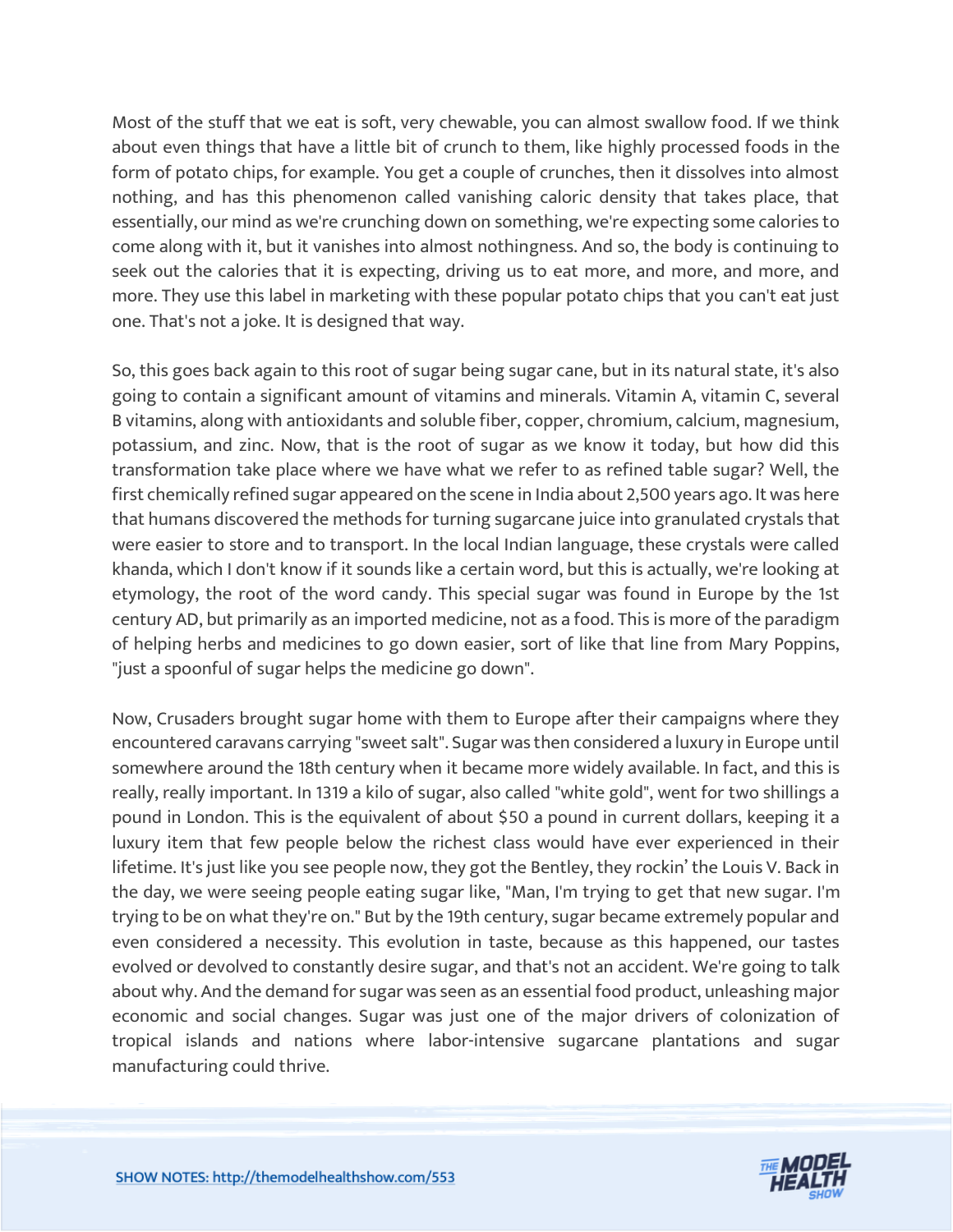Most of the stuff that we eat is soft, very chewable, you can almost swallow food. If we think about even things that have a little bit of crunch to them, like highly processed foods in the form of potato chips, for example. You get a couple of crunches, then it dissolves into almost nothing, and has this phenomenon called vanishing caloric density that takes place, that essentially, our mind as we're crunching down on something, we're expecting some calories to come along with it, but it vanishes into almost nothingness. And so, the body is continuing to seek out the calories that it is expecting, driving us to eat more, and more, and more, and more. They use this label in marketing with these popular potato chips that you can't eat just one. That's not a joke. It is designed that way.

So, this goes back again to this root of sugar being sugar cane, but in its natural state, it's also going to contain a significant amount of vitamins and minerals. Vitamin A, vitamin C, several B vitamins, along with antioxidants and soluble fiber, copper, chromium, calcium, magnesium, potassium, and zinc. Now, that is the root of sugar as we know it today, but how did this transformation take place where we have what we refer to as refined table sugar? Well, the first chemically refined sugar appeared on the scene in India about 2,500 years ago. It was here that humans discovered the methods for turning sugarcane juice into granulated crystals that were easier to store and to transport. In the local Indian language, these crystals were called khanda, which I don't know if it sounds like a certain word, but this is actually, we're looking at etymology, the root of the word candy. This special sugar was found in Europe by the 1st century AD, but primarily as an imported medicine, not as a food. This is more of the paradigm of helping herbs and medicines to go down easier, sort of like that line from Mary Poppins, "just a spoonful of sugar helps the medicine go down".

Now, Crusaders brought sugar home with them to Europe after their campaigns where they encountered caravans carrying "sweet salt". Sugar was then considered a luxury in Europe until somewhere around the 18th century when it became more widely available. In fact, and this is really, really important. In 1319 a kilo of sugar, also called "white gold", went for two shillings a pound in London. This is the equivalent of about $50 a pound in current dollars, keeping it a luxury item that few people below the richest class would have ever experienced in their lifetime. It's just like you see people now, they got the Bentley, they rockin' the Louis V. Back in the day, we were seeing people eating sugar like, "Man, I'm trying to get that new sugar. I'm trying to be on what they're on." But by the 19th century, sugar became extremely popular and even considered a necessity. This evolution in taste, because as this happened, our tastes evolved or devolved to constantly desire sugar, and that's not an accident. We're going to talk about why. And the demand for sugar was seen as an essential food product, unleashing major economic and social changes. Sugar was just one of the major drivers of colonization of tropical islands and nations where labor-intensive sugarcane plantations and sugar manufacturing could thrive.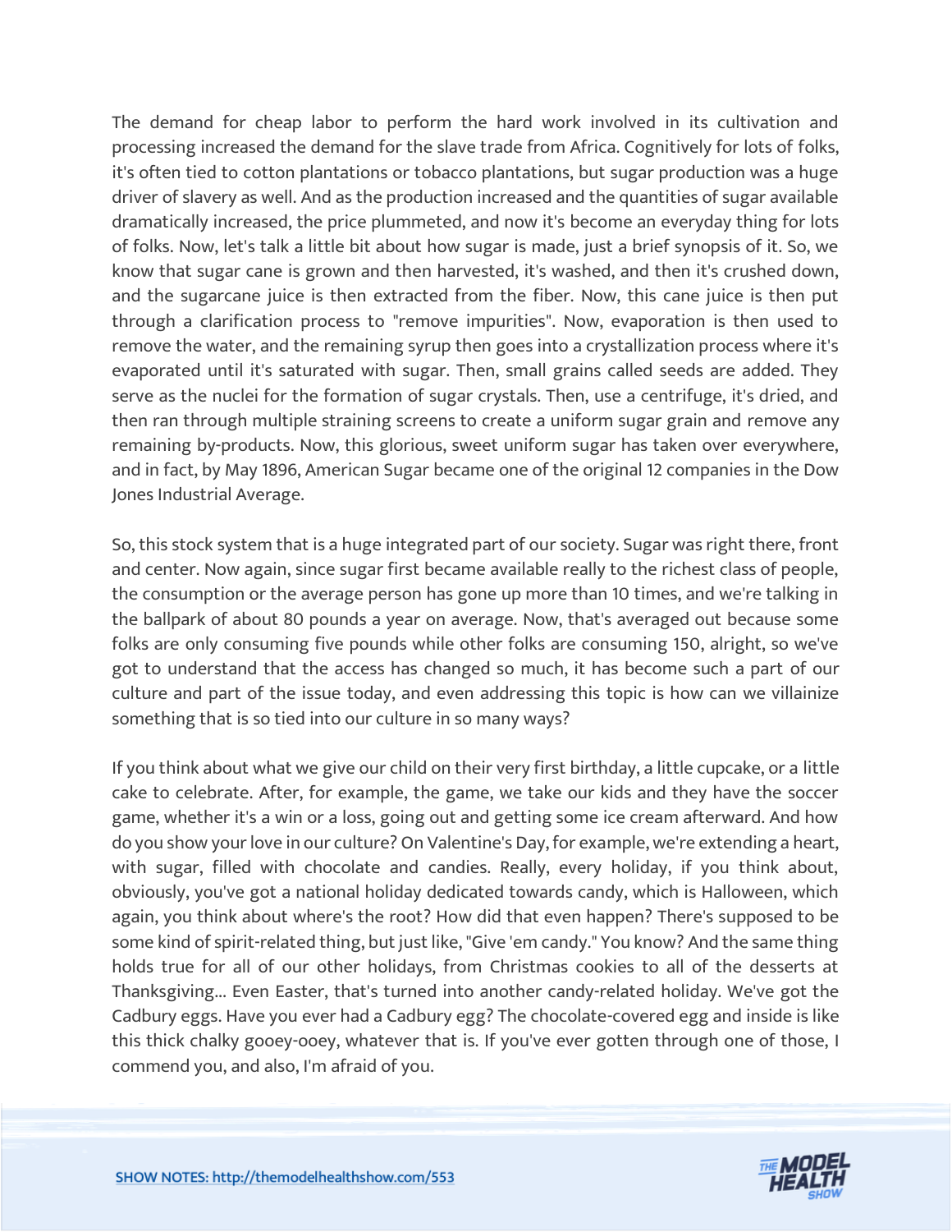The demand for cheap labor to perform the hard work involved in its cultivation and processing increased the demand for the slave trade from Africa. Cognitively for lots of folks, it's often tied to cotton plantations or tobacco plantations, but sugar production was a huge driver of slavery as well. And as the production increased and the quantities of sugar available dramatically increased, the price plummeted, and now it's become an everyday thing for lots of folks. Now, let's talk a little bit about how sugar is made, just a brief synopsis of it. So, we know that sugar cane is grown and then harvested, it's washed, and then it's crushed down, and the sugarcane juice is then extracted from the fiber. Now, this cane juice is then put through a clarification process to "remove impurities". Now, evaporation is then used to remove the water, and the remaining syrup then goes into a crystallization process where it's evaporated until it's saturated with sugar. Then, small grains called seeds are added. They serve as the nuclei for the formation of sugar crystals. Then, use a centrifuge, it's dried, and then ran through multiple straining screens to create a uniform sugar grain and remove any remaining by-products. Now, this glorious, sweet uniform sugar has taken over everywhere, and in fact, by May 1896, American Sugar became one of the original 12 companies in the Dow Jones Industrial Average.

So, this stock system that is a huge integrated part of our society. Sugar was right there, front and center. Now again, since sugar first became available really to the richest class of people, the consumption or the average person has gone up more than 10 times, and we're talking in the ballpark of about 80 pounds a year on average. Now, that's averaged out because some folks are only consuming five pounds while other folks are consuming 150, alright, so we've got to understand that the access has changed so much, it has become such a part of our culture and part of the issue today, and even addressing this topic is how can we villainize something that is so tied into our culture in so many ways?

If you think about what we give our child on their very first birthday, a little cupcake, or a little cake to celebrate. After, for example, the game, we take our kids and they have the soccer game, whether it's a win or a loss, going out and getting some ice cream afterward. And how do you show your love in our culture? On Valentine's Day, for example, we're extending a heart, with sugar, filled with chocolate and candies. Really, every holiday, if you think about, obviously, you've got a national holiday dedicated towards candy, which is Halloween, which again, you think about where's the root? How did that even happen? There's supposed to be some kind of spirit-related thing, but just like, "Give 'em candy." You know? And the same thing holds true for all of our other holidays, from Christmas cookies to all of the desserts at Thanksgiving... Even Easter, that's turned into another candy-related holiday. We've got the Cadbury eggs. Have you ever had a Cadbury egg? The chocolate-covered egg and inside is like this thick chalky gooey-ooey, whatever that is. If you've ever gotten through one of those, I commend you, and also, I'm afraid of you.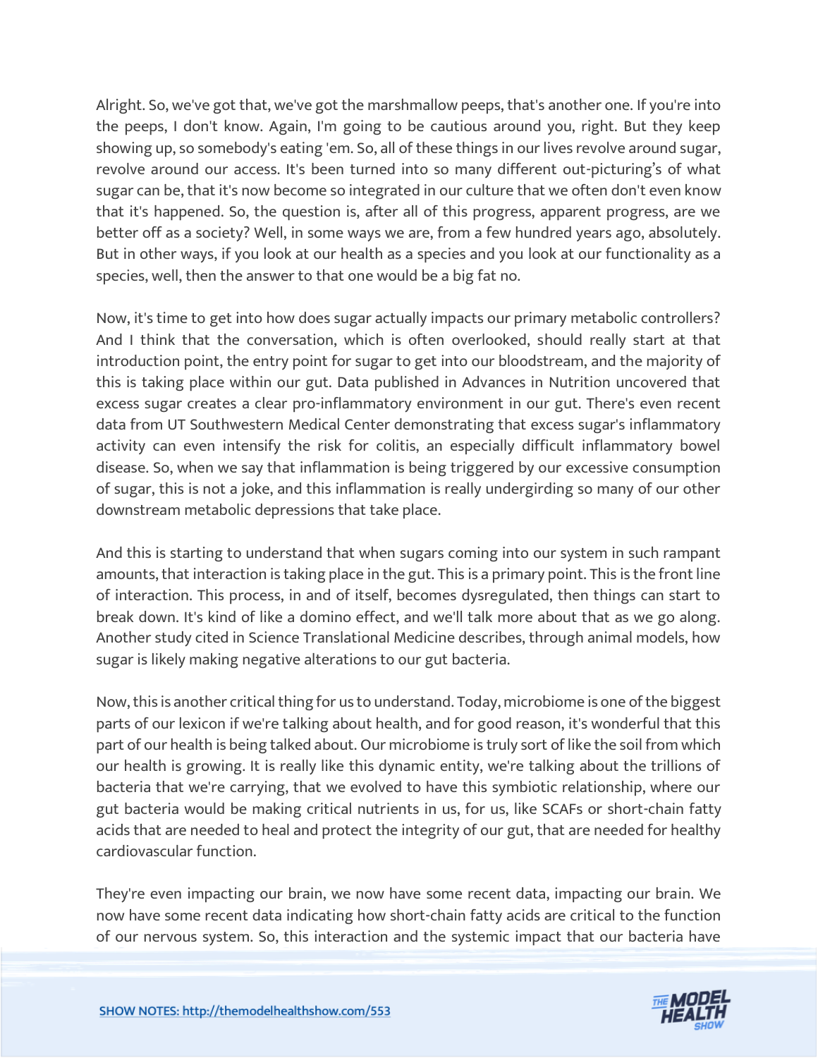Alright. So, we've got that, we've got the marshmallow peeps, that's another one. If you're into the peeps, I don't know. Again, I'm going to be cautious around you, right. But they keep showing up, so somebody's eating 'em. So, all of these things in our lives revolve around sugar, revolve around our access. It's been turned into so many different out-picturing's of what sugar can be, that it's now become so integrated in our culture that we often don't even know that it's happened. So, the question is, after all of this progress, apparent progress, are we better off as a society? Well, in some ways we are, from a few hundred years ago, absolutely. But in other ways, if you look at our health as a species and you look at our functionality as a species, well, then the answer to that one would be a big fat no.

Now, it's time to get into how does sugar actually impacts our primary metabolic controllers? And I think that the conversation, which is often overlooked, should really start at that introduction point, the entry point for sugar to get into our bloodstream, and the majority of this is taking place within our gut. Data published in Advances in Nutrition uncovered that excess sugar creates a clear pro-inflammatory environment in our gut. There's even recent data from UT Southwestern Medical Center demonstrating that excess sugar's inflammatory activity can even intensify the risk for colitis, an especially difficult inflammatory bowel disease. So, when we say that inflammation is being triggered by our excessive consumption of sugar, this is not a joke, and this inflammation is really undergirding so many of our other downstream metabolic depressions that take place.

And this is starting to understand that when sugars coming into our system in such rampant amounts, that interaction is taking place in the gut. This is a primary point. This is the front line of interaction. This process, in and of itself, becomes dysregulated, then things can start to break down. It's kind of like a domino effect, and we'll talk more about that as we go along. Another study cited in Science Translational Medicine describes, through animal models, how sugar is likely making negative alterations to our gut bacteria.

Now, this is another critical thing for us to understand. Today, microbiome is one of the biggest parts of our lexicon if we're talking about health, and for good reason, it's wonderful that this part of our health is being talked about. Our microbiome is truly sort of like the soil from which our health is growing. It is really like this dynamic entity, we're talking about the trillions of bacteria that we're carrying, that we evolved to have this symbiotic relationship, where our gut bacteria would be making critical nutrients in us, for us, like SCAFs or short-chain fatty acids that are needed to heal and protect the integrity of our gut, that are needed for healthy cardiovascular function.

They're even impacting our brain, we now have some recent data, impacting our brain. We now have some recent data indicating how short-chain fatty acids are critical to the function of our nervous system. So, this interaction and the systemic impact that our bacteria have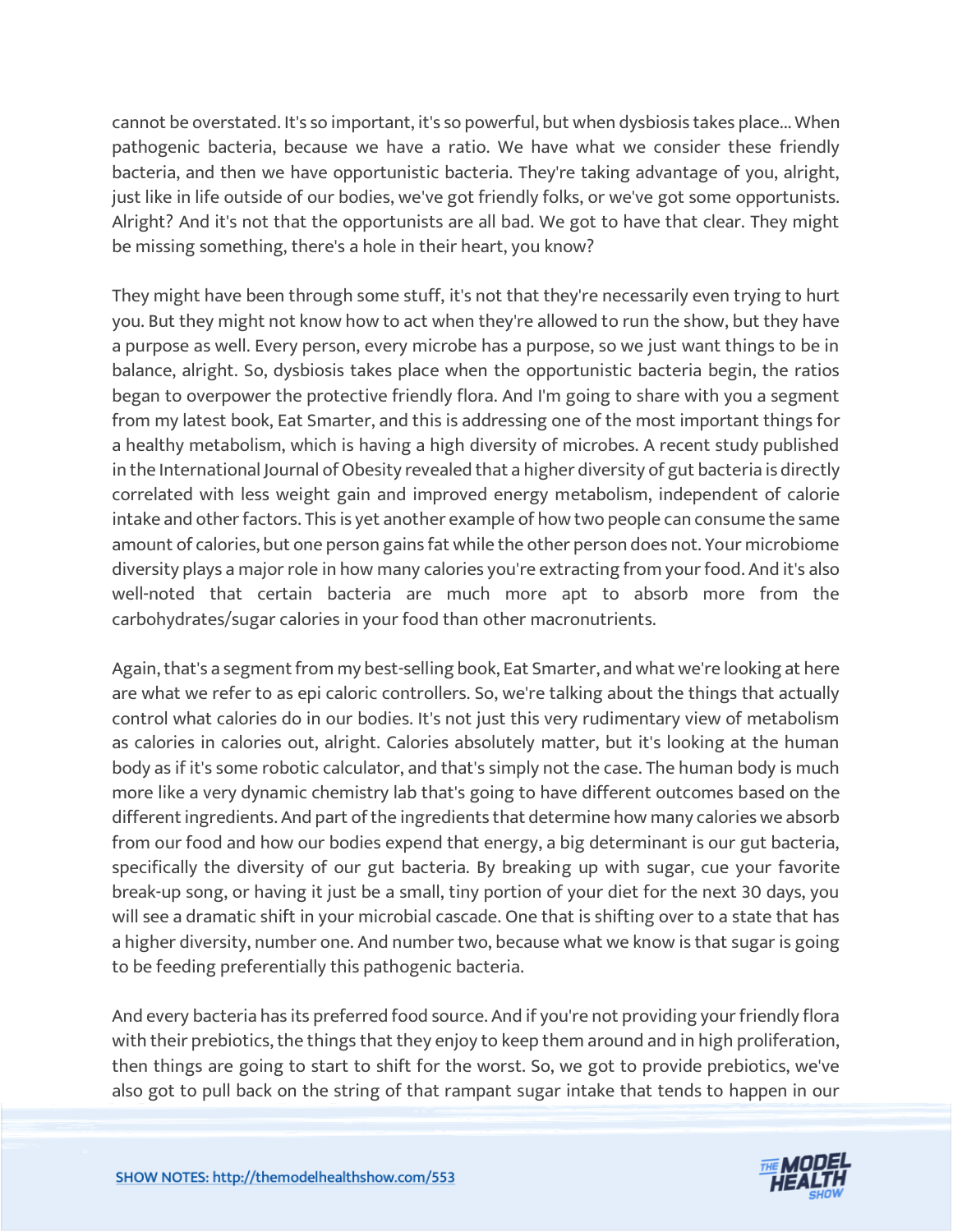cannot be overstated. It's so important, it's so powerful, but when dysbiosis takes place... When pathogenic bacteria, because we have a ratio. We have what we consider these friendly bacteria, and then we have opportunistic bacteria. They're taking advantage of you, alright, just like in life outside of our bodies, we've got friendly folks, or we've got some opportunists. Alright? And it's not that the opportunists are all bad. We got to have that clear. They might be missing something, there's a hole in their heart, you know?

They might have been through some stuff, it's not that they're necessarily even trying to hurt you. But they might not know how to act when they're allowed to run the show, but they have a purpose as well. Every person, every microbe has a purpose, so we just want things to be in balance, alright. So, dysbiosis takes place when the opportunistic bacteria begin, the ratios began to overpower the protective friendly flora. And I'm going to share with you a segment from my latest book, Eat Smarter, and this is addressing one of the most important things for a healthy metabolism, which is having a high diversity of microbes. A recent study published in the International Journal of Obesity revealed that a higher diversity of gut bacteria is directly correlated with less weight gain and improved energy metabolism, independent of calorie intake and other factors. This is yet another example of how two people can consume the same amount of calories, but one person gains fat while the other person does not. Your microbiome diversity plays a major role in how many calories you're extracting from your food. And it's also well-noted that certain bacteria are much more apt to absorb more from the carbohydrates/sugar calories in your food than other macronutrients.

Again, that's a segment from my best-selling book, Eat Smarter, and what we're looking at here are what we refer to as epi caloric controllers. So, we're talking about the things that actually control what calories do in our bodies. It's not just this very rudimentary view of metabolism as calories in calories out, alright. Calories absolutely matter, but it's looking at the human body as if it's some robotic calculator, and that's simply not the case. The human body is much more like a very dynamic chemistry lab that's going to have different outcomes based on the different ingredients. And part of the ingredients that determine how many calories we absorb from our food and how our bodies expend that energy, a big determinant is our gut bacteria, specifically the diversity of our gut bacteria. By breaking up with sugar, cue your favorite break-up song, or having it just be a small, tiny portion of your diet for the next 30 days, you will see a dramatic shift in your microbial cascade. One that is shifting over to a state that has a higher diversity, number one. And number two, because what we know is that sugar is going to be feeding preferentially this pathogenic bacteria.

And every bacteria has its preferred food source. And if you're not providing your friendly flora with their prebiotics, the things that they enjoy to keep them around and in high proliferation, then things are going to start to shift for the worst. So, we got to provide prebiotics, we've also got to pull back on the string of that rampant sugar intake that tends to happen in our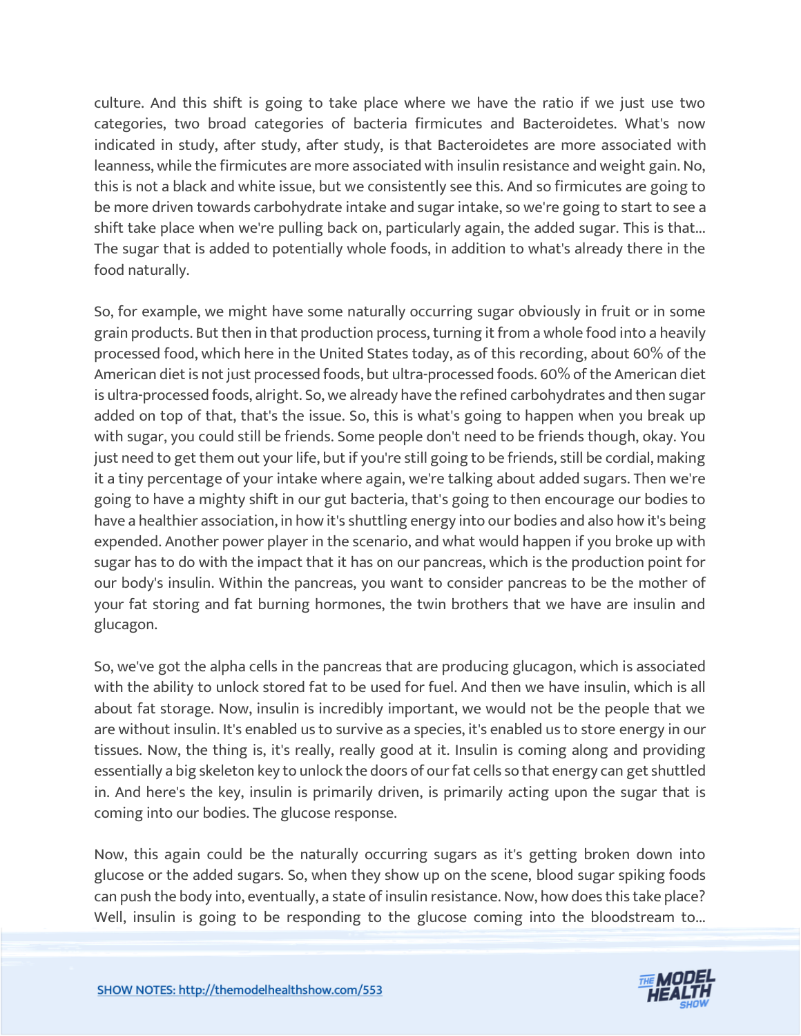culture. And this shift is going to take place where we have the ratio if we just use two categories, two broad categories of bacteria firmicutes and Bacteroidetes. What's now indicated in study, after study, after study, is that Bacteroidetes are more associated with leanness, while the firmicutes are more associated with insulin resistance and weight gain. No, this is not a black and white issue, but we consistently see this. And so firmicutes are going to be more driven towards carbohydrate intake and sugar intake, so we're going to start to see a shift take place when we're pulling back on, particularly again, the added sugar. This is that... The sugar that is added to potentially whole foods, in addition to what's already there in the food naturally.

So, for example, we might have some naturally occurring sugar obviously in fruit or in some grain products. But then in that production process, turning it from a whole food into a heavily processed food, which here in the United States today, as of this recording, about 60% of the American diet is not just processed foods, but ultra-processed foods. 60% of the American diet is ultra-processed foods, alright. So, we already have the refined carbohydrates and then sugar added on top of that, that's the issue. So, this is what's going to happen when you break up with sugar, you could still be friends. Some people don't need to be friends though, okay. You just need to get them out your life, but if you're still going to be friends, still be cordial, making it a tiny percentage of your intake where again, we're talking about added sugars. Then we're going to have a mighty shift in our gut bacteria, that's going to then encourage our bodies to have a healthier association, in how it's shuttling energy into our bodies and also how it's being expended. Another power player in the scenario, and what would happen if you broke up with sugar has to do with the impact that it has on our pancreas, which is the production point for our body's insulin. Within the pancreas, you want to consider pancreas to be the mother of your fat storing and fat burning hormones, the twin brothers that we have are insulin and glucagon.

So, we've got the alpha cells in the pancreas that are producing glucagon, which is associated with the ability to unlock stored fat to be used for fuel. And then we have insulin, which is all about fat storage. Now, insulin is incredibly important, we would not be the people that we are without insulin. It's enabled us to survive as a species, it's enabled us to store energy in our tissues. Now, the thing is, it's really, really good at it. Insulin is coming along and providing essentially a big skeleton key to unlock the doors of our fat cells so that energy can get shuttled in. And here's the key, insulin is primarily driven, is primarily acting upon the sugar that is coming into our bodies. The glucose response.

Now, this again could be the naturally occurring sugars as it's getting broken down into glucose or the added sugars. So, when they show up on the scene, blood sugar spiking foods can push the body into, eventually, a state of insulin resistance. Now, how does this take place? Well, insulin is going to be responding to the glucose coming into the bloodstream to...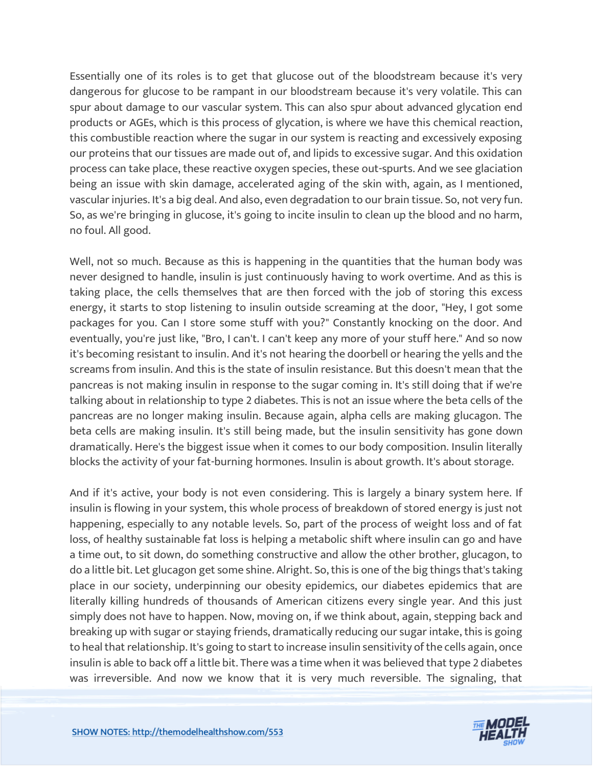Essentially one of its roles is to get that glucose out of the bloodstream because it's very dangerous for glucose to be rampant in our bloodstream because it's very volatile. This can spur about damage to our vascular system. This can also spur about advanced glycation end products or AGEs, which is this process of glycation, is where we have this chemical reaction, this combustible reaction where the sugar in our system is reacting and excessively exposing our proteins that our tissues are made out of, and lipids to excessive sugar. And this oxidation process can take place, these reactive oxygen species, these out-spurts. And we see glaciation being an issue with skin damage, accelerated aging of the skin with, again, as I mentioned, vascular injuries. It's a big deal. And also, even degradation to our brain tissue. So, not very fun. So, as we're bringing in glucose, it's going to incite insulin to clean up the blood and no harm, no foul. All good.

Well, not so much. Because as this is happening in the quantities that the human body was never designed to handle, insulin is just continuously having to work overtime. And as this is taking place, the cells themselves that are then forced with the job of storing this excess energy, it starts to stop listening to insulin outside screaming at the door, "Hey, I got some packages for you. Can I store some stuff with you?" Constantly knocking on the door. And eventually, you're just like, "Bro, I can't. I can't keep any more of your stuff here." And so now it's becoming resistant to insulin. And it's not hearing the doorbell or hearing the yells and the screams from insulin. And this is the state of insulin resistance. But this doesn't mean that the pancreas is not making insulin in response to the sugar coming in. It's still doing that if we're talking about in relationship to type 2 diabetes. This is not an issue where the beta cells of the pancreas are no longer making insulin. Because again, alpha cells are making glucagon. The beta cells are making insulin. It's still being made, but the insulin sensitivity has gone down dramatically. Here's the biggest issue when it comes to our body composition. Insulin literally blocks the activity of your fat-burning hormones. Insulin is about growth. It's about storage.

And if it's active, your body is not even considering. This is largely a binary system here. If insulin is flowing in your system, this whole process of breakdown of stored energy is just not happening, especially to any notable levels. So, part of the process of weight loss and of fat loss, of healthy sustainable fat loss is helping a metabolic shift where insulin can go and have a time out, to sit down, do something constructive and allow the other brother, glucagon, to do a little bit. Let glucagon get some shine. Alright. So, this is one of the big things that's taking place in our society, underpinning our obesity epidemics, our diabetes epidemics that are literally killing hundreds of thousands of American citizens every single year. And this just simply does not have to happen. Now, moving on, if we think about, again, stepping back and breaking up with sugar or staying friends, dramatically reducing our sugar intake, this is going to heal that relationship. It's going to start to increase insulin sensitivity of the cells again, once insulin is able to back off a little bit. There was a time when it was believed that type 2 diabetes was irreversible. And now we know that it is very much reversible. The signaling, that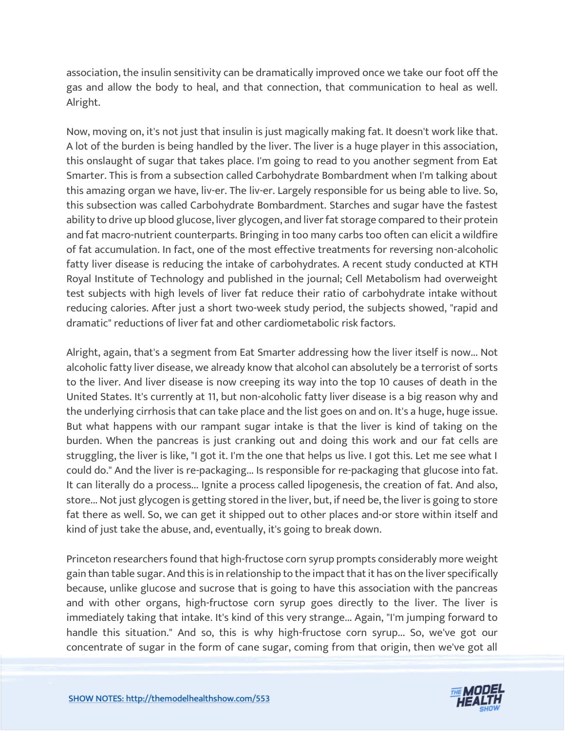association, the insulin sensitivity can be dramatically improved once we take our foot off the gas and allow the body to heal, and that connection, that communication to heal as well. Alright.

Now, moving on, it's not just that insulin is just magically making fat. It doesn't work like that. A lot of the burden is being handled by the liver. The liver is a huge player in this association, this onslaught of sugar that takes place. I'm going to read to you another segment from Eat Smarter. This is from a subsection called Carbohydrate Bombardment when I'm talking about this amazing organ we have, liv-er. The liv-er. Largely responsible for us being able to live. So, this subsection was called Carbohydrate Bombardment. Starches and sugar have the fastest ability to drive up blood glucose, liver glycogen, and liver fat storage compared to their protein and fat macro-nutrient counterparts. Bringing in too many carbs too often can elicit a wildfire of fat accumulation. In fact, one of the most effective treatments for reversing non-alcoholic fatty liver disease is reducing the intake of carbohydrates. A recent study conducted at KTH Royal Institute of Technology and published in the journal; Cell Metabolism had overweight test subjects with high levels of liver fat reduce their ratio of carbohydrate intake without reducing calories. After just a short two-week study period, the subjects showed, "rapid and dramatic" reductions of liver fat and other cardiometabolic risk factors.

Alright, again, that's a segment from Eat Smarter addressing how the liver itself is now... Not alcoholic fatty liver disease, we already know that alcohol can absolutely be a terrorist of sorts to the liver. And liver disease is now creeping its way into the top 10 causes of death in the United States. It's currently at 11, but non-alcoholic fatty liver disease is a big reason why and the underlying cirrhosis that can take place and the list goes on and on. It's a huge, huge issue. But what happens with our rampant sugar intake is that the liver is kind of taking on the burden. When the pancreas is just cranking out and doing this work and our fat cells are struggling, the liver is like, "I got it. I'm the one that helps us live. I got this. Let me see what I could do." And the liver is re-packaging... Is responsible for re-packaging that glucose into fat. It can literally do a process... Ignite a process called lipogenesis, the creation of fat. And also, store... Not just glycogen is getting stored in the liver, but, if need be, the liver is going to store fat there as well. So, we can get it shipped out to other places and-or store within itself and kind of just take the abuse, and, eventually, it's going to break down.

Princeton researchers found that high-fructose corn syrup prompts considerably more weight gain than table sugar. And this is in relationship to the impact that it has on the liver specifically because, unlike glucose and sucrose that is going to have this association with the pancreas and with other organs, high-fructose corn syrup goes directly to the liver. The liver is immediately taking that intake. It's kind of this very strange... Again, "I'm jumping forward to handle this situation." And so, this is why high-fructose corn syrup... So, we've got our concentrate of sugar in the form of cane sugar, coming from that origin, then we've got all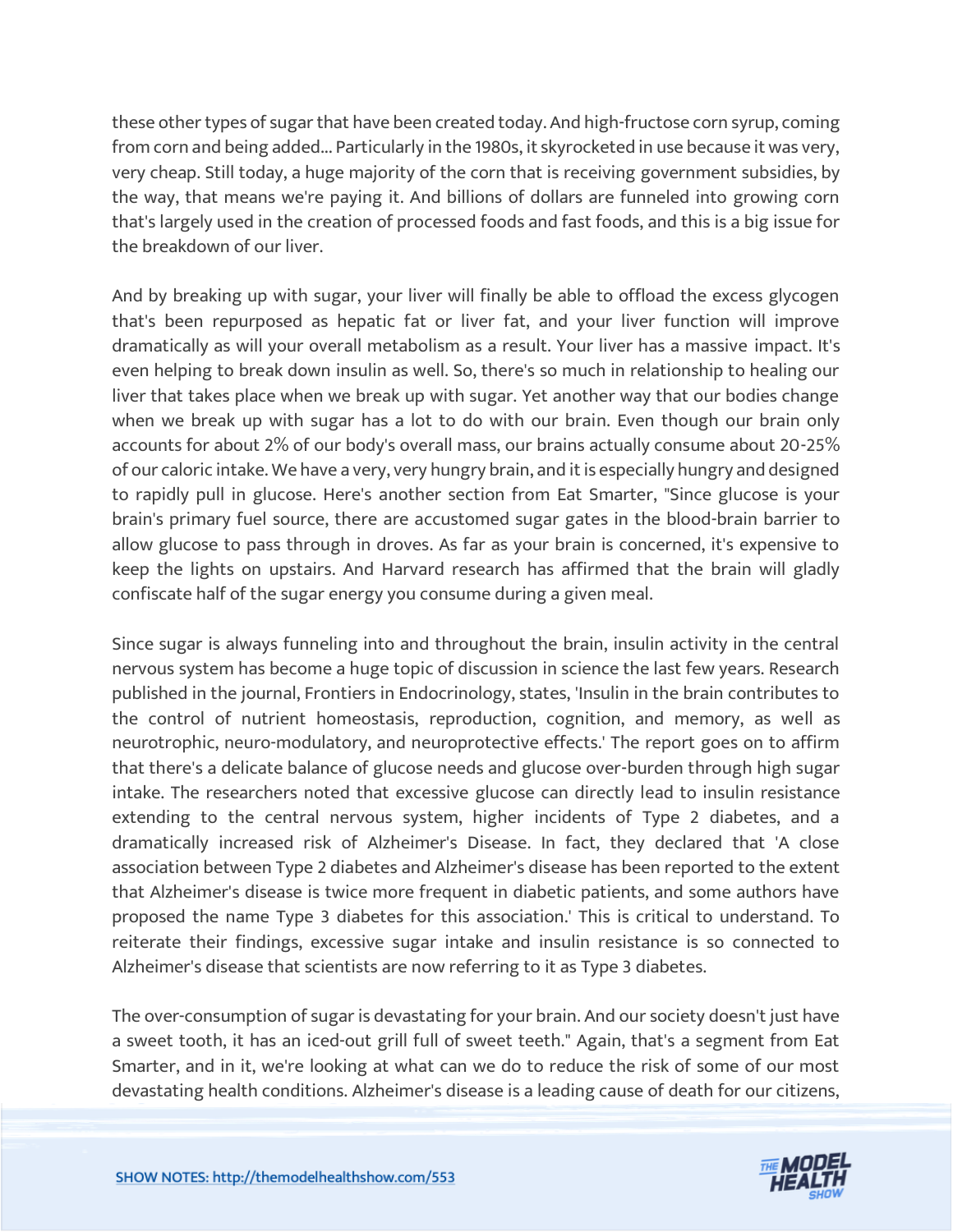these other types of sugar that have been created today. And high-fructose corn syrup, coming from corn and being added... Particularly in the 1980s, it skyrocketed in use because it was very, very cheap. Still today, a huge majority of the corn that is receiving government subsidies, by the way, that means we're paying it. And billions of dollars are funneled into growing corn that's largely used in the creation of processed foods and fast foods, and this is a big issue for the breakdown of our liver.

And by breaking up with sugar, your liver will finally be able to offload the excess glycogen that's been repurposed as hepatic fat or liver fat, and your liver function will improve dramatically as will your overall metabolism as a result. Your liver has a massive impact. It's even helping to break down insulin as well. So, there's so much in relationship to healing our liver that takes place when we break up with sugar. Yet another way that our bodies change when we break up with sugar has a lot to do with our brain. Even though our brain only accounts for about 2% of our body's overall mass, our brains actually consume about 20-25% of our caloric intake. We have a very, very hungry brain, and it is especially hungry and designed to rapidly pull in glucose. Here's another section from Eat Smarter, "Since glucose is your brain's primary fuel source, there are accustomed sugar gates in the blood-brain barrier to allow glucose to pass through in droves. As far as your brain is concerned, it's expensive to keep the lights on upstairs. And Harvard research has affirmed that the brain will gladly confiscate half of the sugar energy you consume during a given meal.

Since sugar is always funneling into and throughout the brain, insulin activity in the central nervous system has become a huge topic of discussion in science the last few years. Research published in the journal, Frontiers in Endocrinology, states, 'Insulin in the brain contributes to the control of nutrient homeostasis, reproduction, cognition, and memory, as well as neurotrophic, neuro-modulatory, and neuroprotective effects.' The report goes on to affirm that there's a delicate balance of glucose needs and glucose over-burden through high sugar intake. The researchers noted that excessive glucose can directly lead to insulin resistance extending to the central nervous system, higher incidents of Type 2 diabetes, and a dramatically increased risk of Alzheimer's Disease. In fact, they declared that 'A close association between Type 2 diabetes and Alzheimer's disease has been reported to the extent that Alzheimer's disease is twice more frequent in diabetic patients, and some authors have proposed the name Type 3 diabetes for this association.' This is critical to understand. To reiterate their findings, excessive sugar intake and insulin resistance is so connected to Alzheimer's disease that scientists are now referring to it as Type 3 diabetes.

The over-consumption of sugar is devastating for your brain. And our society doesn't just have a sweet tooth, it has an iced-out grill full of sweet teeth." Again, that's a segment from Eat Smarter, and in it, we're looking at what can we do to reduce the risk of some of our most devastating health conditions. Alzheimer's disease is a leading cause of death for our citizens,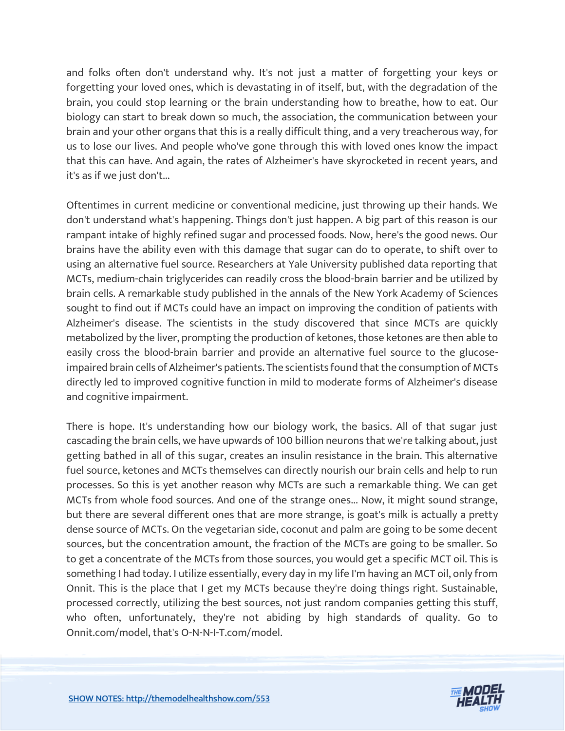and folks often don't understand why. It's not just a matter of forgetting your keys or forgetting your loved ones, which is devastating in of itself, but, with the degradation of the brain, you could stop learning or the brain understanding how to breathe, how to eat. Our biology can start to break down so much, the association, the communication between your brain and your other organs that this is a really difficult thing, and a very treacherous way, for us to lose our lives. And people who've gone through this with loved ones know the impact that this can have. And again, the rates of Alzheimer's have skyrocketed in recent years, and it's as if we just don't...

Oftentimes in current medicine or conventional medicine, just throwing up their hands. We don't understand what's happening. Things don't just happen. A big part of this reason is our rampant intake of highly refined sugar and processed foods. Now, here's the good news. Our brains have the ability even with this damage that sugar can do to operate, to shift over to using an alternative fuel source. Researchers at Yale University published data reporting that MCTs, medium-chain triglycerides can readily cross the blood-brain barrier and be utilized by brain cells. A remarkable study published in the annals of the New York Academy of Sciences sought to find out if MCTs could have an impact on improving the condition of patients with Alzheimer's disease. The scientists in the study discovered that since MCTs are quickly metabolized by the liver, prompting the production of ketones, those ketones are then able to easily cross the blood-brain barrier and provide an alternative fuel source to the glucose-impaired brain cells of Alzheimer's patients. The scientists found that the consumption of MCTs directly led to improved cognitive function in mild to moderate forms of Alzheimer's disease and cognitive impairment.

There is hope. It's understanding how our biology work, the basics. All of that sugar just cascading the brain cells, we have upwards of 100 billion neurons that we're talking about, just getting bathed in all of this sugar, creates an insulin resistance in the brain. This alternative fuel source, ketones and MCTs themselves can directly nourish our brain cells and help to run processes. So this is yet another reason why MCTs are such a remarkable thing. We can get MCTs from whole food sources. And one of the strange ones... Now, it might sound strange, but there are several different ones that are more strange, is goat's milk is actually a pretty dense source of MCTs. On the vegetarian side, coconut and palm are going to be some decent sources, but the concentration amount, the fraction of the MCTs are going to be smaller. So to get a concentrate of the MCTs from those sources, you would get a specific MCT oil. This is something I had today. I utilize essentially, every day in my life I'm having an MCT oil, only from Onnit. This is the place that I get my MCTs because they're doing things right. Sustainable, processed correctly, utilizing the best sources, not just random companies getting this stuff, who often, unfortunately, they're not abiding by high standards of quality. Go to Onnit.com/model, that's O-N-N-I-T.com/model.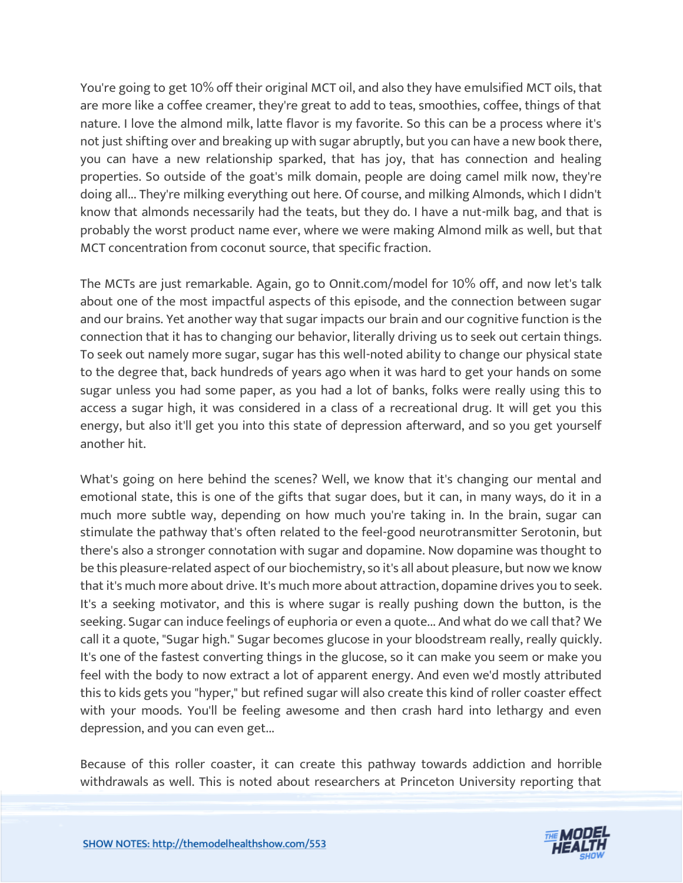You're going to get 10% off their original MCT oil, and also they have emulsified MCT oils, that are more like a coffee creamer, they're great to add to teas, smoothies, coffee, things of that nature. I love the almond milk, latte flavor is my favorite. So this can be a process where it's not just shifting over and breaking up with sugar abruptly, but you can have a new book there, you can have a new relationship sparked, that has joy, that has connection and healing properties. So outside of the goat's milk domain, people are doing camel milk now, they're doing all... They're milking everything out here. Of course, and milking Almonds, which I didn't know that almonds necessarily had the teats, but they do. I have a nut-milk bag, and that is probably the worst product name ever, where we were making Almond milk as well, but that MCT concentration from coconut source, that specific fraction.

The MCTs are just remarkable. Again, go to Onnit.com/model for 10% off, and now let's talk about one of the most impactful aspects of this episode, and the connection between sugar and our brains. Yet another way that sugar impacts our brain and our cognitive function is the connection that it has to changing our behavior, literally driving us to seek out certain things. To seek out namely more sugar, sugar has this well-noted ability to change our physical state to the degree that, back hundreds of years ago when it was hard to get your hands on some sugar unless you had some paper, as you had a lot of banks, folks were really using this to access a sugar high, it was considered in a class of a recreational drug. It will get you this energy, but also it'll get you into this state of depression afterward, and so you get yourself another hit.

What's going on here behind the scenes? Well, we know that it's changing our mental and emotional state, this is one of the gifts that sugar does, but it can, in many ways, do it in a much more subtle way, depending on how much you're taking in. In the brain, sugar can stimulate the pathway that's often related to the feel-good neurotransmitter Serotonin, but there's also a stronger connotation with sugar and dopamine. Now dopamine was thought to be this pleasure-related aspect of our biochemistry, so it's all about pleasure, but now we know that it's much more about drive. It's much more about attraction, dopamine drives you to seek. It's a seeking motivator, and this is where sugar is really pushing down the button, is the seeking. Sugar can induce feelings of euphoria or even a quote... And what do we call that? We call it a quote, "Sugar high." Sugar becomes glucose in your bloodstream really, really quickly. It's one of the fastest converting things in the glucose, so it can make you seem or make you feel with the body to now extract a lot of apparent energy. And even we'd mostly attributed this to kids gets you "hyper," but refined sugar will also create this kind of roller coaster effect with your moods. You'll be feeling awesome and then crash hard into lethargy and even depression, and you can even get...

Because of this roller coaster, it can create this pathway towards addiction and horrible withdrawals as well. This is noted about researchers at Princeton University reporting that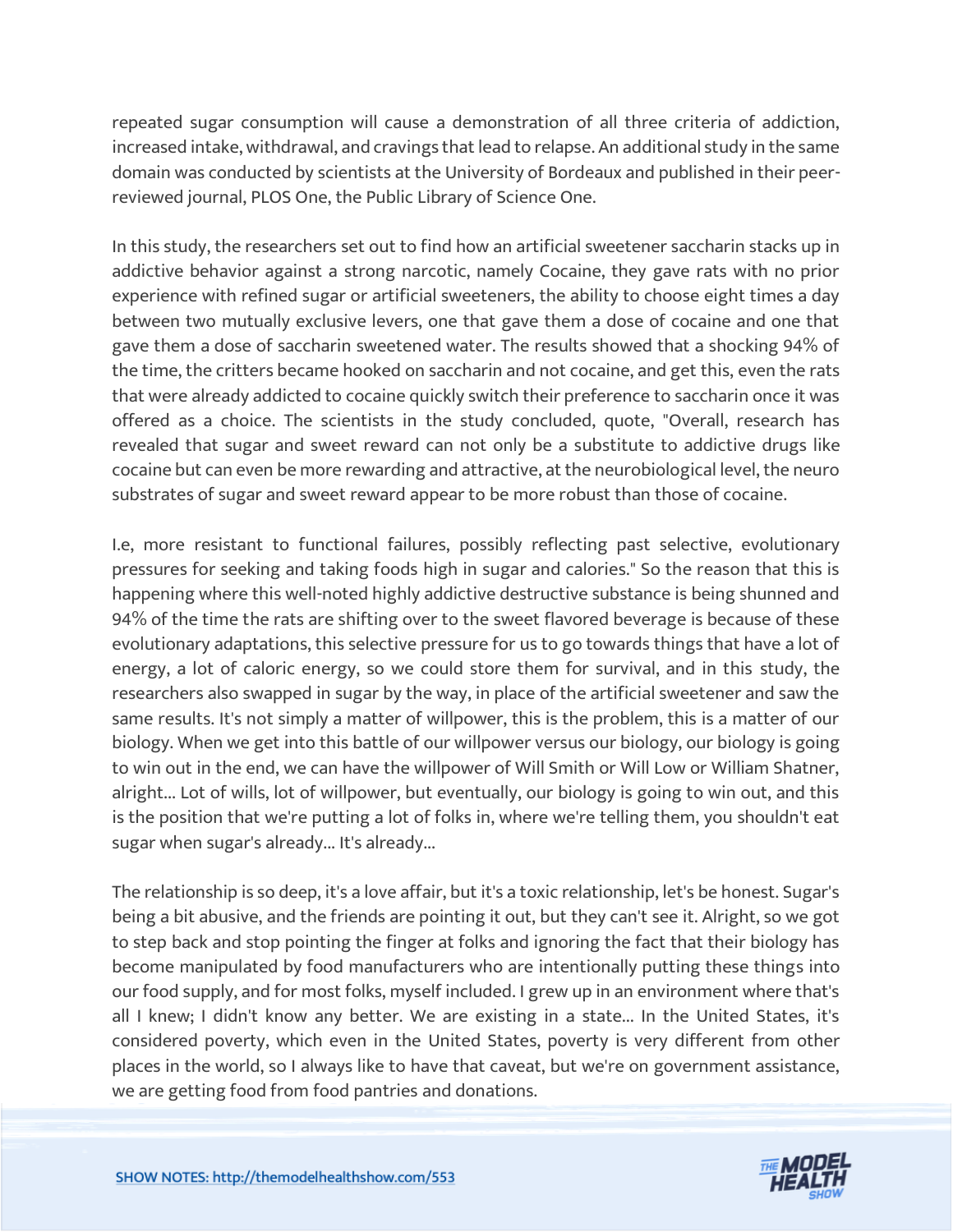repeated sugar consumption will cause a demonstration of all three criteria of addiction, increased intake, withdrawal, and cravings that lead to relapse. An additional study in the same domain was conducted by scientists at the University of Bordeaux and published in their peer-reviewed journal, PLOS One, the Public Library of Science One.

In this study, the researchers set out to find how an artificial sweetener saccharin stacks up in addictive behavior against a strong narcotic, namely Cocaine, they gave rats with no prior experience with refined sugar or artificial sweeteners, the ability to choose eight times a day between two mutually exclusive levers, one that gave them a dose of cocaine and one that gave them a dose of saccharin sweetened water. The results showed that a shocking 94% of the time, the critters became hooked on saccharin and not cocaine, and get this, even the rats that were already addicted to cocaine quickly switch their preference to saccharin once it was offered as a choice. The scientists in the study concluded, quote, "Overall, research has revealed that sugar and sweet reward can not only be a substitute to addictive drugs like cocaine but can even be more rewarding and attractive, at the neurobiological level, the neuro substrates of sugar and sweet reward appear to be more robust than those of cocaine.

I.e, more resistant to functional failures, possibly reflecting past selective, evolutionary pressures for seeking and taking foods high in sugar and calories." So the reason that this is happening where this well-noted highly addictive destructive substance is being shunned and 94% of the time the rats are shifting over to the sweet flavored beverage is because of these evolutionary adaptations, this selective pressure for us to go towards things that have a lot of energy, a lot of caloric energy, so we could store them for survival, and in this study, the researchers also swapped in sugar by the way, in place of the artificial sweetener and saw the same results. It's not simply a matter of willpower, this is the problem, this is a matter of our biology. When we get into this battle of our willpower versus our biology, our biology is going to win out in the end, we can have the willpower of Will Smith or Will Low or William Shatner, alright... Lot of wills, lot of willpower, but eventually, our biology is going to win out, and this is the position that we're putting a lot of folks in, where we're telling them, you shouldn't eat sugar when sugar's already... It's already...

The relationship is so deep, it's a love affair, but it's a toxic relationship, let's be honest. Sugar's being a bit abusive, and the friends are pointing it out, but they can't see it. Alright, so we got to step back and stop pointing the finger at folks and ignoring the fact that their biology has become manipulated by food manufacturers who are intentionally putting these things into our food supply, and for most folks, myself included. I grew up in an environment where that's all I knew; I didn't know any better. We are existing in a state... In the United States, it's considered poverty, which even in the United States, poverty is very different from other places in the world, so I always like to have that caveat, but we're on government assistance, we are getting food from food pantries and donations.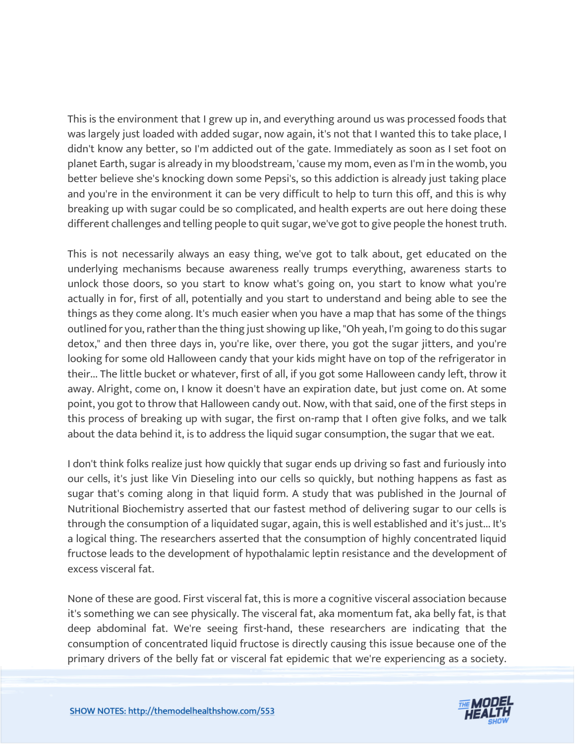This is the environment that I grew up in, and everything around us was processed foods that was largely just loaded with added sugar, now again, it's not that I wanted this to take place, I didn't know any better, so I'm addicted out of the gate. Immediately as soon as I set foot on planet Earth, sugar is already in my bloodstream, 'cause my mom, even as I'm in the womb, you better believe she's knocking down some Pepsi's, so this addiction is already just taking place and you're in the environment it can be very difficult to help to turn this off, and this is why breaking up with sugar could be so complicated, and health experts are out here doing these different challenges and telling people to quit sugar, we've got to give people the honest truth.

This is not necessarily always an easy thing, we've got to talk about, get educated on the underlying mechanisms because awareness really trumps everything, awareness starts to unlock those doors, so you start to know what's going on, you start to know what you're actually in for, first of all, potentially and you start to understand and being able to see the things as they come along. It's much easier when you have a map that has some of the things outlined for you, rather than the thing just showing up like, "Oh yeah, I'm going to do this sugar detox," and then three days in, you're like, over there, you got the sugar jitters, and you're looking for some old Halloween candy that your kids might have on top of the refrigerator in their... The little bucket or whatever, first of all, if you got some Halloween candy left, throw it away. Alright, come on, I know it doesn't have an expiration date, but just come on. At some point, you got to throw that Halloween candy out. Now, with that said, one of the first steps in this process of breaking up with sugar, the first on-ramp that I often give folks, and we talk about the data behind it, is to address the liquid sugar consumption, the sugar that we eat.

I don't think folks realize just how quickly that sugar ends up driving so fast and furiously into our cells, it's just like Vin Dieseling into our cells so quickly, but nothing happens as fast as sugar that's coming along in that liquid form. A study that was published in the Journal of Nutritional Biochemistry asserted that our fastest method of delivering sugar to our cells is through the consumption of a liquidated sugar, again, this is well established and it's just... It's a logical thing. The researchers asserted that the consumption of highly concentrated liquid fructose leads to the development of hypothalamic leptin resistance and the development of excess visceral fat.

None of these are good. First visceral fat, this is more a cognitive visceral association because it's something we can see physically. The visceral fat, aka momentum fat, aka belly fat, is that deep abdominal fat. We're seeing first-hand, these researchers are indicating that the consumption of concentrated liquid fructose is directly causing this issue because one of the primary drivers of the belly fat or visceral fat epidemic that we're experiencing as a society.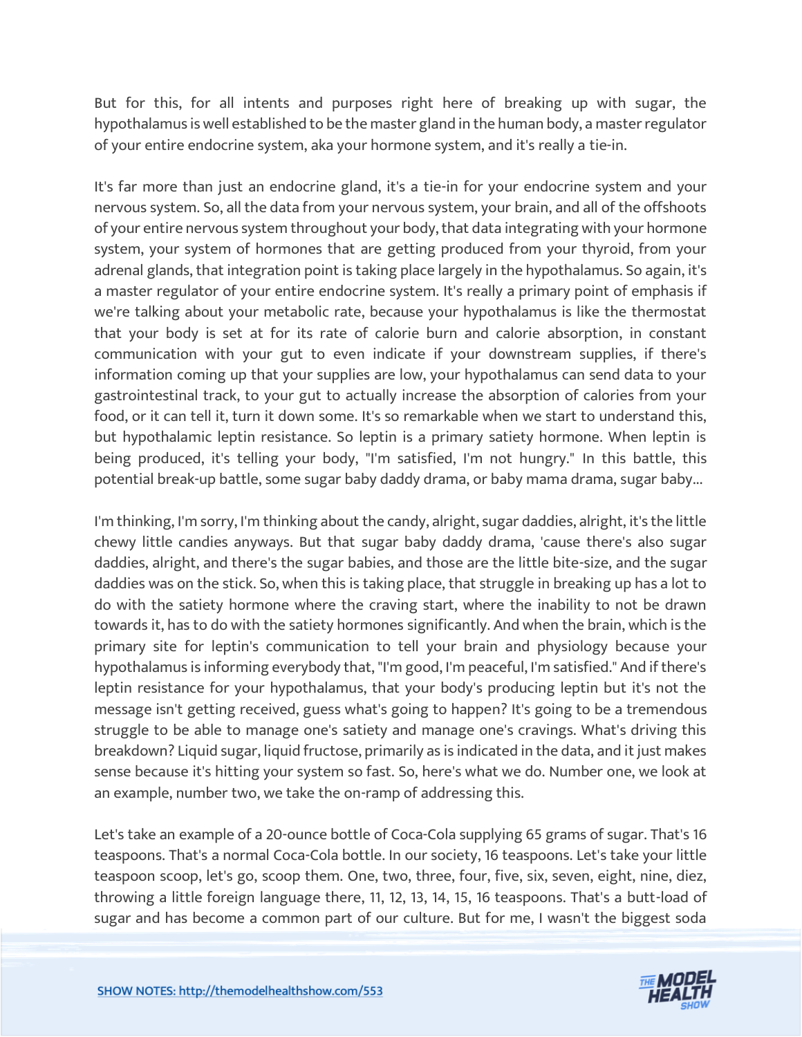But for this, for all intents and purposes right here of breaking up with sugar, the hypothalamus is well established to be the master gland in the human body, a master regulator of your entire endocrine system, aka your hormone system, and it's really a tie-in.

It's far more than just an endocrine gland, it's a tie-in for your endocrine system and your nervous system. So, all the data from your nervous system, your brain, and all of the offshoots of your entire nervous system throughout your body, that data integrating with your hormone system, your system of hormones that are getting produced from your thyroid, from your adrenal glands, that integration point is taking place largely in the hypothalamus. So again, it's a master regulator of your entire endocrine system. It's really a primary point of emphasis if we're talking about your metabolic rate, because your hypothalamus is like the thermostat that your body is set at for its rate of calorie burn and calorie absorption, in constant communication with your gut to even indicate if your downstream supplies, if there's information coming up that your supplies are low, your hypothalamus can send data to your gastrointestinal track, to your gut to actually increase the absorption of calories from your food, or it can tell it, turn it down some. It's so remarkable when we start to understand this, but hypothalamic leptin resistance. So leptin is a primary satiety hormone. When leptin is being produced, it's telling your body, "I'm satisfied, I'm not hungry." In this battle, this potential break-up battle, some sugar baby daddy drama, or baby mama drama, sugar baby...

I'm thinking, I'm sorry, I'm thinking about the candy, alright, sugar daddies, alright, it's the little chewy little candies anyways. But that sugar baby daddy drama, 'cause there's also sugar daddies, alright, and there's the sugar babies, and those are the little bite-size, and the sugar daddies was on the stick. So, when this is taking place, that struggle in breaking up has a lot to do with the satiety hormone where the craving start, where the inability to not be drawn towards it, has to do with the satiety hormones significantly. And when the brain, which is the primary site for leptin's communication to tell your brain and physiology because your hypothalamus is informing everybody that, "I'm good, I'm peaceful, I'm satisfied." And if there's leptin resistance for your hypothalamus, that your body's producing leptin but it's not the message isn't getting received, guess what's going to happen? It's going to be a tremendous struggle to be able to manage one's satiety and manage one's cravings. What's driving this breakdown? Liquid sugar, liquid fructose, primarily as is indicated in the data, and it just makes sense because it's hitting your system so fast. So, here's what we do. Number one, we look at an example, number two, we take the on-ramp of addressing this.

Let's take an example of a 20-ounce bottle of Coca-Cola supplying 65 grams of sugar. That's 16 teaspoons. That's a normal Coca-Cola bottle. In our society, 16 teaspoons. Let's take your little teaspoon scoop, let's go, scoop them. One, two, three, four, five, six, seven, eight, nine, diez, throwing a little foreign language there, 11, 12, 13, 14, 15, 16 teaspoons. That's a butt-load of sugar and has become a common part of our culture. But for me, I wasn't the biggest soda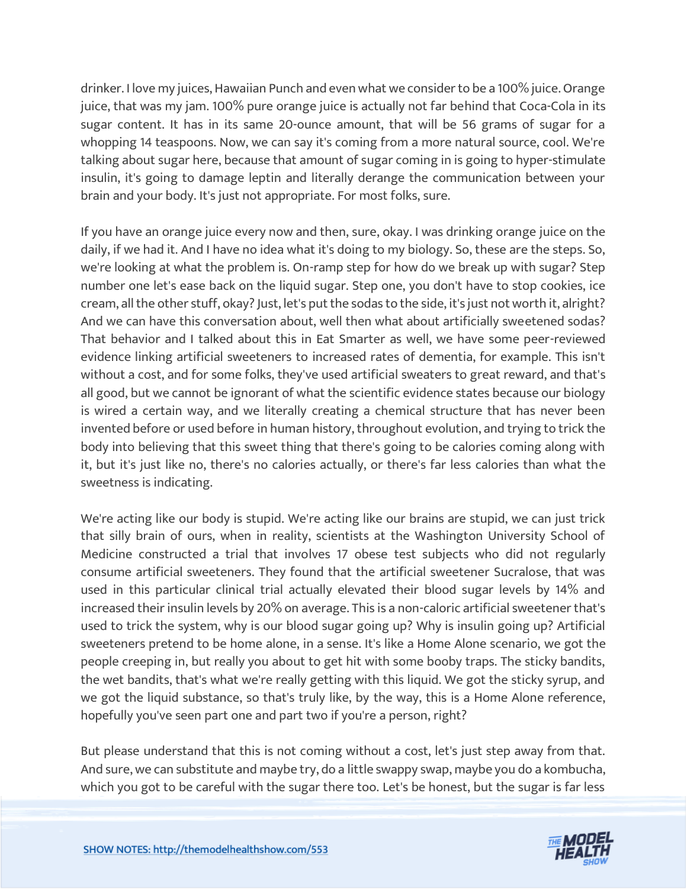drinker. I love my juices, Hawaiian Punch and even what we consider to be a 100% juice. Orange juice, that was my jam. 100% pure orange juice is actually not far behind that Coca-Cola in its sugar content. It has in its same 20-ounce amount, that will be 56 grams of sugar for a whopping 14 teaspoons. Now, we can say it's coming from a more natural source, cool. We're talking about sugar here, because that amount of sugar coming in is going to hyper-stimulate insulin, it's going to damage leptin and literally derange the communication between your brain and your body. It's just not appropriate. For most folks, sure.

If you have an orange juice every now and then, sure, okay. I was drinking orange juice on the daily, if we had it. And I have no idea what it's doing to my biology. So, these are the steps. So, we're looking at what the problem is. On-ramp step for how do we break up with sugar? Step number one let's ease back on the liquid sugar. Step one, you don't have to stop cookies, ice cream, all the other stuff, okay? Just, let's put the sodas to the side, it's just not worth it, alright? And we can have this conversation about, well then what about artificially sweetened sodas? That behavior and I talked about this in Eat Smarter as well, we have some peer-reviewed evidence linking artificial sweeteners to increased rates of dementia, for example. This isn't without a cost, and for some folks, they've used artificial sweaters to great reward, and that's all good, but we cannot be ignorant of what the scientific evidence states because our biology is wired a certain way, and we literally creating a chemical structure that has never been invented before or used before in human history, throughout evolution, and trying to trick the body into believing that this sweet thing that there's going to be calories coming along with it, but it's just like no, there's no calories actually, or there's far less calories than what the sweetness is indicating.

We're acting like our body is stupid. We're acting like our brains are stupid, we can just trick that silly brain of ours, when in reality, scientists at the Washington University School of Medicine constructed a trial that involves 17 obese test subjects who did not regularly consume artificial sweeteners. They found that the artificial sweetener Sucralose, that was used in this particular clinical trial actually elevated their blood sugar levels by 14% and increased their insulin levels by 20% on average. This is a non-caloric artificial sweetener that's used to trick the system, why is our blood sugar going up? Why is insulin going up? Artificial sweeteners pretend to be home alone, in a sense. It's like a Home Alone scenario, we got the people creeping in, but really you about to get hit with some booby traps. The sticky bandits, the wet bandits, that's what we're really getting with this liquid. We got the sticky syrup, and we got the liquid substance, so that's truly like, by the way, this is a Home Alone reference, hopefully you've seen part one and part two if you're a person, right?

But please understand that this is not coming without a cost, let's just step away from that. And sure, we can substitute and maybe try, do a little swappy swap, maybe you do a kombucha, which you got to be careful with the sugar there too. Let's be honest, but the sugar is far less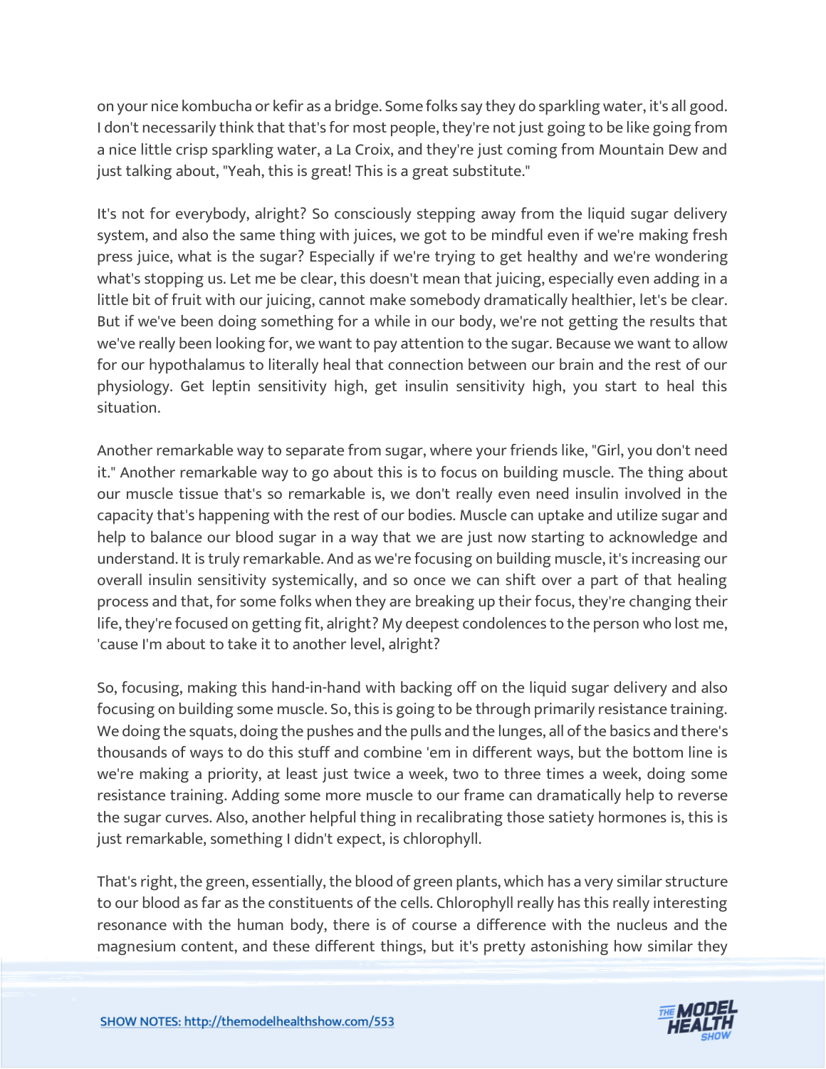on your nice kombucha or kefir as a bridge. Some folks say they do sparkling water, it's all good. I don't necessarily think that that's for most people, they're not just going to be like going from a nice little crisp sparkling water, a La Croix, and they're just coming from Mountain Dew and just talking about, "Yeah, this is great! This is a great substitute."

It's not for everybody, alright? So consciously stepping away from the liquid sugar delivery system, and also the same thing with juices, we got to be mindful even if we're making fresh press juice, what is the sugar? Especially if we're trying to get healthy and we're wondering what's stopping us. Let me be clear, this doesn't mean that juicing, especially even adding in a little bit of fruit with our juicing, cannot make somebody dramatically healthier, let's be clear. But if we've been doing something for a while in our body, we're not getting the results that we've really been looking for, we want to pay attention to the sugar. Because we want to allow for our hypothalamus to literally heal that connection between our brain and the rest of our physiology. Get leptin sensitivity high, get insulin sensitivity high, you start to heal this situation.

Another remarkable way to separate from sugar, where your friends like, "Girl, you don't need it." Another remarkable way to go about this is to focus on building muscle. The thing about our muscle tissue that's so remarkable is, we don't really even need insulin involved in the capacity that's happening with the rest of our bodies. Muscle can uptake and utilize sugar and help to balance our blood sugar in a way that we are just now starting to acknowledge and understand. It is truly remarkable. And as we're focusing on building muscle, it's increasing our overall insulin sensitivity systemically, and so once we can shift over a part of that healing process and that, for some folks when they are breaking up their focus, they're changing their life, they're focused on getting fit, alright? My deepest condolences to the person who lost me, 'cause I'm about to take it to another level, alright?

So, focusing, making this hand-in-hand with backing off on the liquid sugar delivery and also focusing on building some muscle. So, this is going to be through primarily resistance training. We doing the squats, doing the pushes and the pulls and the lunges, all of the basics and there's thousands of ways to do this stuff and combine 'em in different ways, but the bottom line is we're making a priority, at least just twice a week, two to three times a week, doing some resistance training. Adding some more muscle to our frame can dramatically help to reverse the sugar curves. Also, another helpful thing in recalibrating those satiety hormones is, this is just remarkable, something I didn't expect, is chlorophyll.

That's right, the green, essentially, the blood of green plants, which has a very similar structure to our blood as far as the constituents of the cells. Chlorophyll really has this really interesting resonance with the human body, there is of course a difference with the nucleus and the magnesium content, and these different things, but it's pretty astonishing how similar they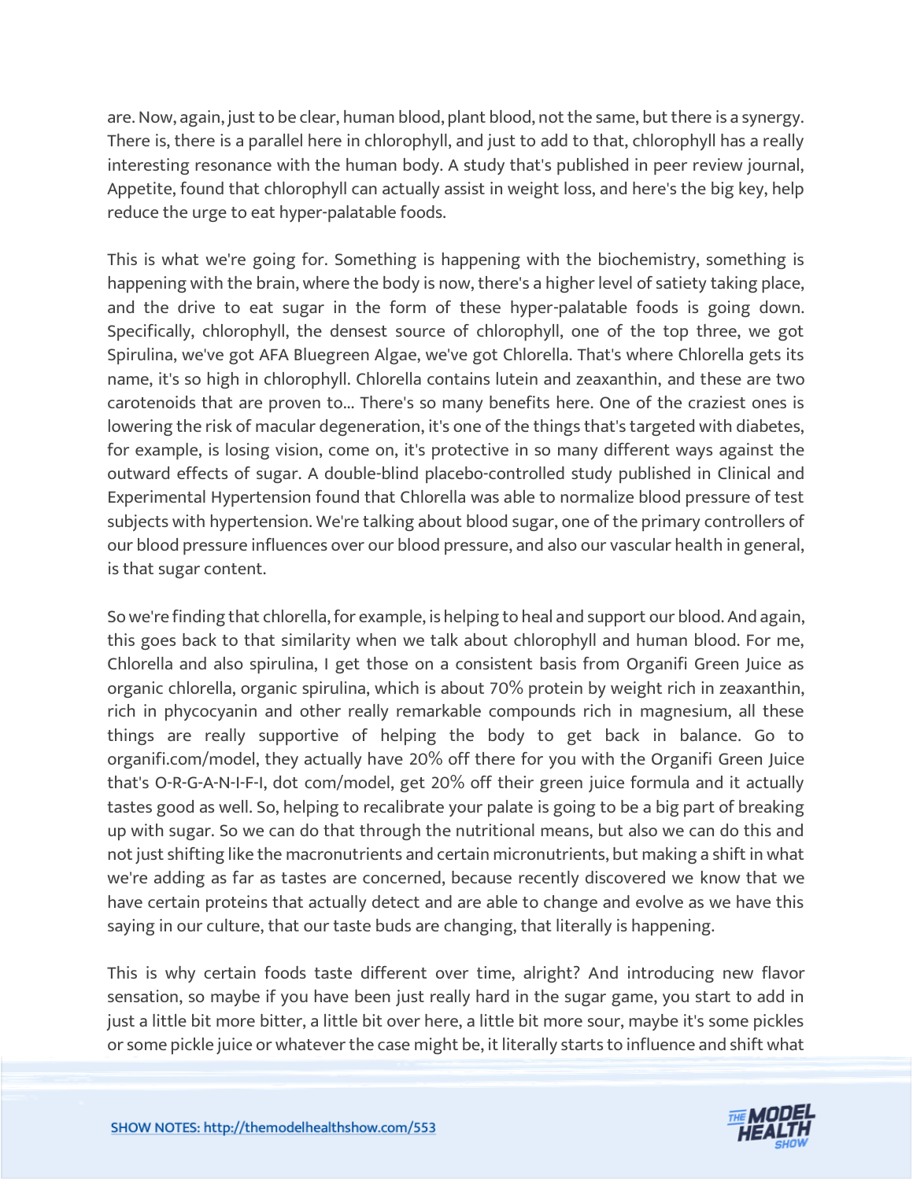are. Now, again, just to be clear, human blood, plant blood, not the same, but there is a synergy. There is, there is a parallel here in chlorophyll, and just to add to that, chlorophyll has a really interesting resonance with the human body. A study that's published in peer review journal, Appetite, found that chlorophyll can actually assist in weight loss, and here's the big key, help reduce the urge to eat hyper-palatable foods.

This is what we're going for. Something is happening with the biochemistry, something is happening with the brain, where the body is now, there's a higher level of satiety taking place, and the drive to eat sugar in the form of these hyper-palatable foods is going down. Specifically, chlorophyll, the densest source of chlorophyll, one of the top three, we got Spirulina, we've got AFA Bluegreen Algae, we've got Chlorella. That's where Chlorella gets its name, it's so high in chlorophyll. Chlorella contains lutein and zeaxanthin, and these are two carotenoids that are proven to... There's so many benefits here. One of the craziest ones is lowering the risk of macular degeneration, it's one of the things that's targeted with diabetes, for example, is losing vision, come on, it's protective in so many different ways against the outward effects of sugar. A double-blind placebo-controlled study published in Clinical and Experimental Hypertension found that Chlorella was able to normalize blood pressure of test subjects with hypertension. We're talking about blood sugar, one of the primary controllers of our blood pressure influences over our blood pressure, and also our vascular health in general, is that sugar content.

So we're finding that chlorella, for example, is helping to heal and support our blood. And again, this goes back to that similarity when we talk about chlorophyll and human blood. For me, Chlorella and also spirulina, I get those on a consistent basis from Organifi Green Juice as organic chlorella, organic spirulina, which is about 70% protein by weight rich in zeaxanthin, rich in phycocyanin and other really remarkable compounds rich in magnesium, all these things are really supportive of helping the body to get back in balance. Go to organifi.com/model, they actually have 20% off there for you with the Organifi Green Juice that's O-R-G-A-N-I-F-I, dot com/model, get 20% off their green juice formula and it actually tastes good as well. So, helping to recalibrate your palate is going to be a big part of breaking up with sugar. So we can do that through the nutritional means, but also we can do this and not just shifting like the macronutrients and certain micronutrients, but making a shift in what we're adding as far as tastes are concerned, because recently discovered we know that we have certain proteins that actually detect and are able to change and evolve as we have this saying in our culture, that our taste buds are changing, that literally is happening.

This is why certain foods taste different over time, alright? And introducing new flavor sensation, so maybe if you have been just really hard in the sugar game, you start to add in just a little bit more bitter, a little bit over here, a little bit more sour, maybe it's some pickles or some pickle juice or whatever the case might be, it literally starts to influence and shift what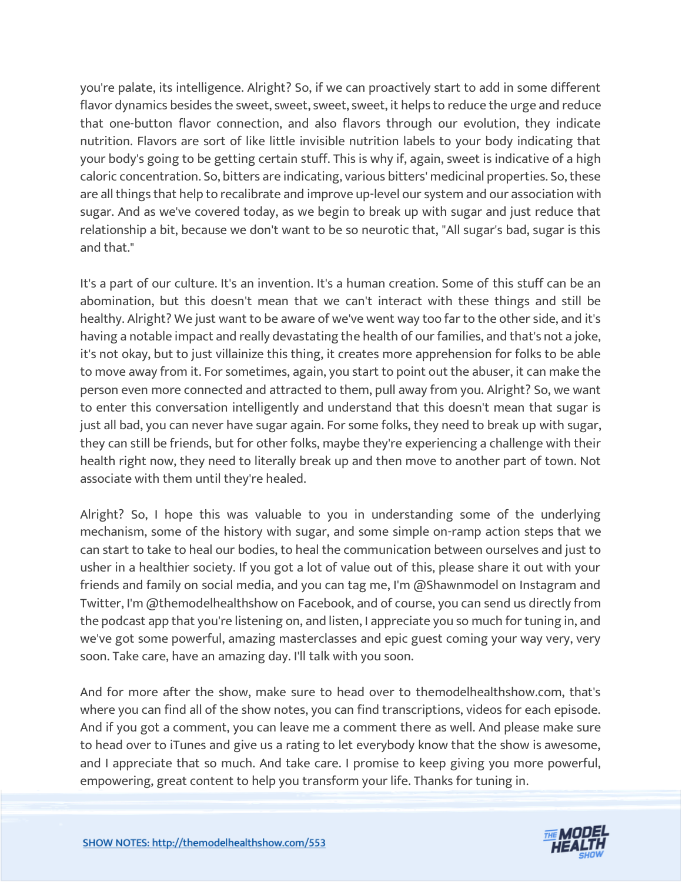you're palate, its intelligence. Alright? So, if we can proactively start to add in some different flavor dynamics besides the sweet, sweet, sweet, sweet, it helps to reduce the urge and reduce that one-button flavor connection, and also flavors through our evolution, they indicate nutrition. Flavors are sort of like little invisible nutrition labels to your body indicating that your body's going to be getting certain stuff. This is why if, again, sweet is indicative of a high caloric concentration. So, bitters are indicating, various bitters' medicinal properties. So, these are all things that help to recalibrate and improve up-level our system and our association with sugar. And as we've covered today, as we begin to break up with sugar and just reduce that relationship a bit, because we don't want to be so neurotic that, "All sugar's bad, sugar is this and that."

It's a part of our culture. It's an invention. It's a human creation. Some of this stuff can be an abomination, but this doesn't mean that we can't interact with these things and still be healthy. Alright? We just want to be aware of we've went way too far to the other side, and it's having a notable impact and really devastating the health of our families, and that's not a joke, it's not okay, but to just villainize this thing, it creates more apprehension for folks to be able to move away from it. For sometimes, again, you start to point out the abuser, it can make the person even more connected and attracted to them, pull away from you. Alright? So, we want to enter this conversation intelligently and understand that this doesn't mean that sugar is just all bad, you can never have sugar again. For some folks, they need to break up with sugar, they can still be friends, but for other folks, maybe they're experiencing a challenge with their health right now, they need to literally break up and then move to another part of town. Not associate with them until they're healed.

Alright? So, I hope this was valuable to you in understanding some of the underlying mechanism, some of the history with sugar, and some simple on-ramp action steps that we can start to take to heal our bodies, to heal the communication between ourselves and just to usher in a healthier society. If you got a lot of value out of this, please share it out with your friends and family on social media, and you can tag me, I'm @Shawnmodel on Instagram and Twitter, I'm @themodelhealthshow on Facebook, and of course, you can send us directly from the podcast app that you're listening on, and listen, I appreciate you so much for tuning in, and we've got some powerful, amazing masterclasses and epic guest coming your way very, very soon. Take care, have an amazing day. I'll talk with you soon.

And for more after the show, make sure to head over to themodelhealthshow.com, that's where you can find all of the show notes, you can find transcriptions, videos for each episode. And if you got a comment, you can leave me a comment there as well. And please make sure to head over to iTunes and give us a rating to let everybody know that the show is awesome, and I appreciate that so much. And take care. I promise to keep giving you more powerful, empowering, great content to help you transform your life. Thanks for tuning in.